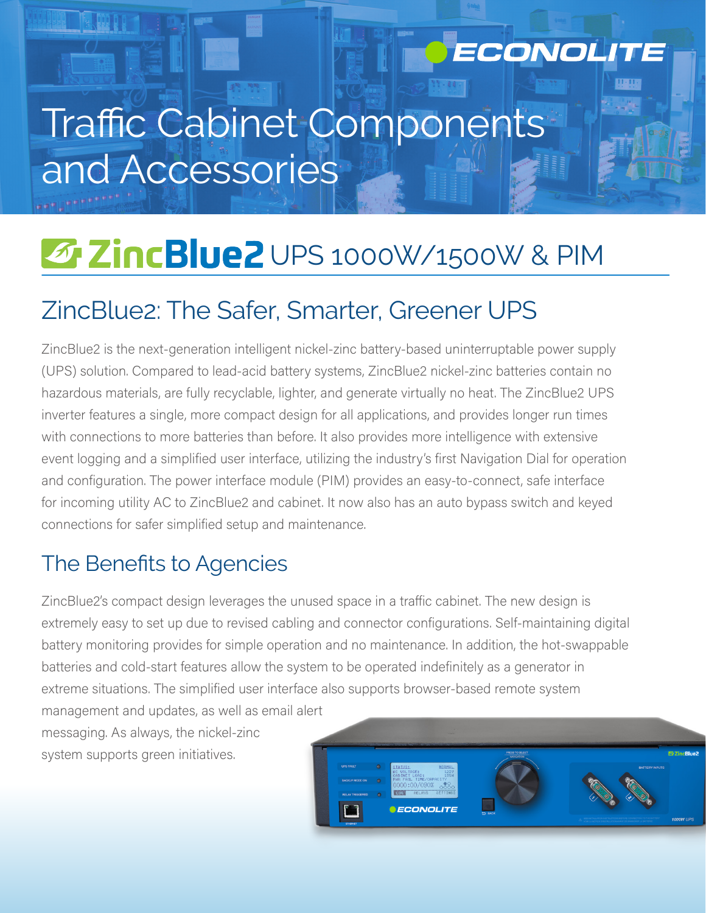ECONOLITE

# Traffic Cabinet Components and Accessories

## ZincBlue2 UPS 1000W/1500W & PIM

## ZincBlue2: The Safer, Smarter, Greener UPS

ZincBlue2 is the next-generation intelligent nickel-zinc battery-based uninterruptable power supply (UPS) solution. Compared to lead-acid battery systems, ZincBlue2 nickel-zinc batteries contain no hazardous materials, are fully recyclable, lighter, and generate virtually no heat. The ZincBlue2 UPS inverter features a single, more compact design for all applications, and provides longer run times with connections to more batteries than before. It also provides more intelligence with extensive event logging and a simplified user interface, utilizing the industry's first Navigation Dial for operation and configuration. The power interface module (PIM) provides an easy-to-connect, safe interface for incoming utility AC to ZincBlue2 and cabinet. It now also has an auto bypass switch and keyed connections for safer simplified setup and maintenance.

## The Benefits to Agencies

ZincBlue2's compact design leverages the unused space in a traffic cabinet. The new design is extremely easy to set up due to revised cabling and connector configurations. Self-maintaining digital battery monitoring provides for simple operation and no maintenance. In addition, the hot-swappable batteries and cold-start features allow the system to be operated indefinitely as a generator in extreme situations. The simplified user interface also supports browser-based remote system management and updates, as well as email alert messaging. As always, the nickel-zinc system supports green initiatives.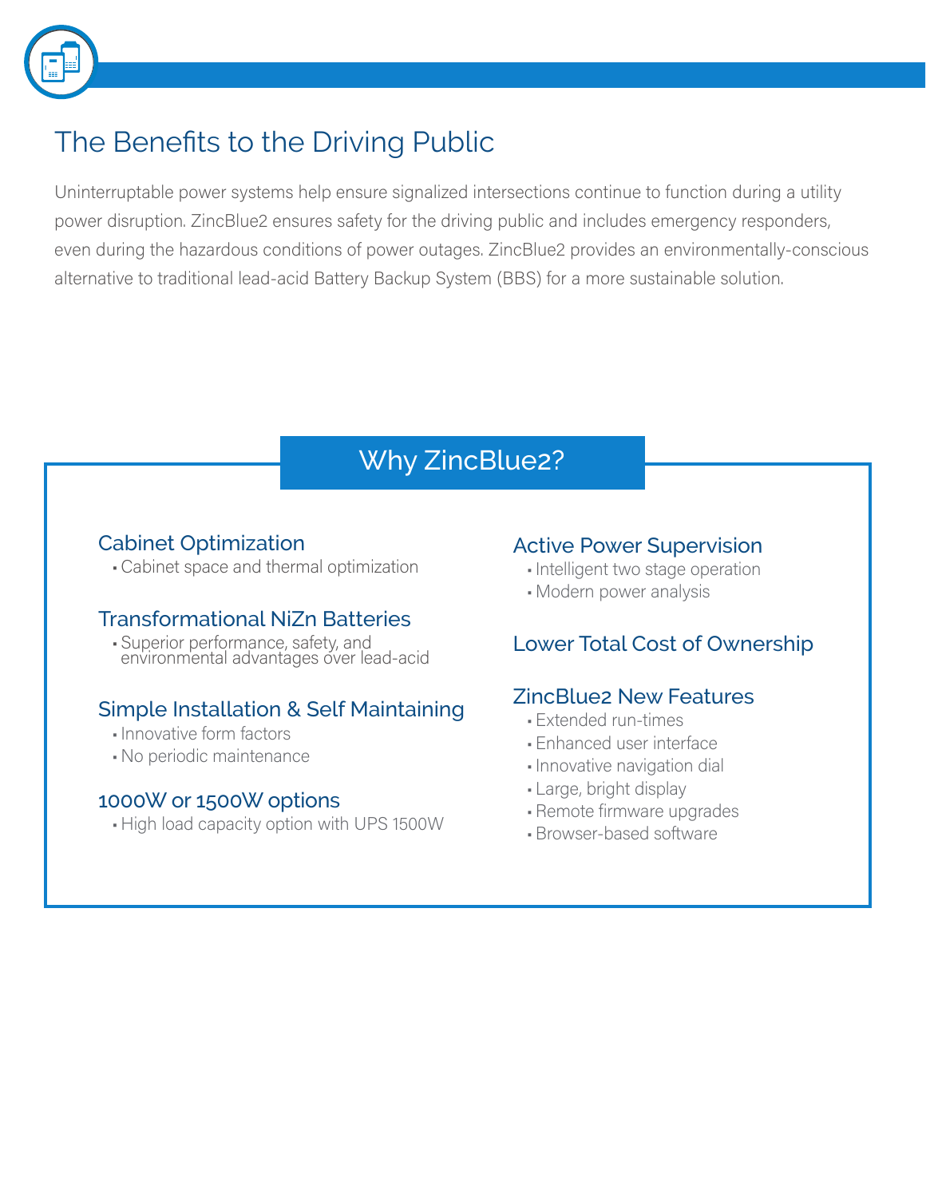## The Benefits to the Driving Public

Uninterruptable power systems help ensure signalized intersections continue to function during a utility power disruption. ZincBlue2 ensures safety for the driving public and includes emergency responders, even during the hazardous conditions of power outages. ZincBlue2 provides an environmentally-conscious alternative to traditional lead-acid Battery Backup System (BBS) for a more sustainable solution.

## Why ZincBlue2?

### Cabinet Optimization

- Cabinet space and thermal optimization

### Transformational NiZn Batteries

- Superior performance, safety, and environmental advantages over lead-acid

### Simple Installation & Self Maintaining

- Innovative form factors
- No periodic maintenance

### 1000W or 1500W options

- High load capacity option with UPS 1500W

### Active Power Supervision

- Intelligent two stage operation
- Modern power analysis

### Lower Total Cost of Ownership

### ZincBlue2 New Features

- Extended run-times
- Enhanced user interface
- Innovative navigation dial
- Large, bright display
- Remote firmware upgrades
- Browser-based software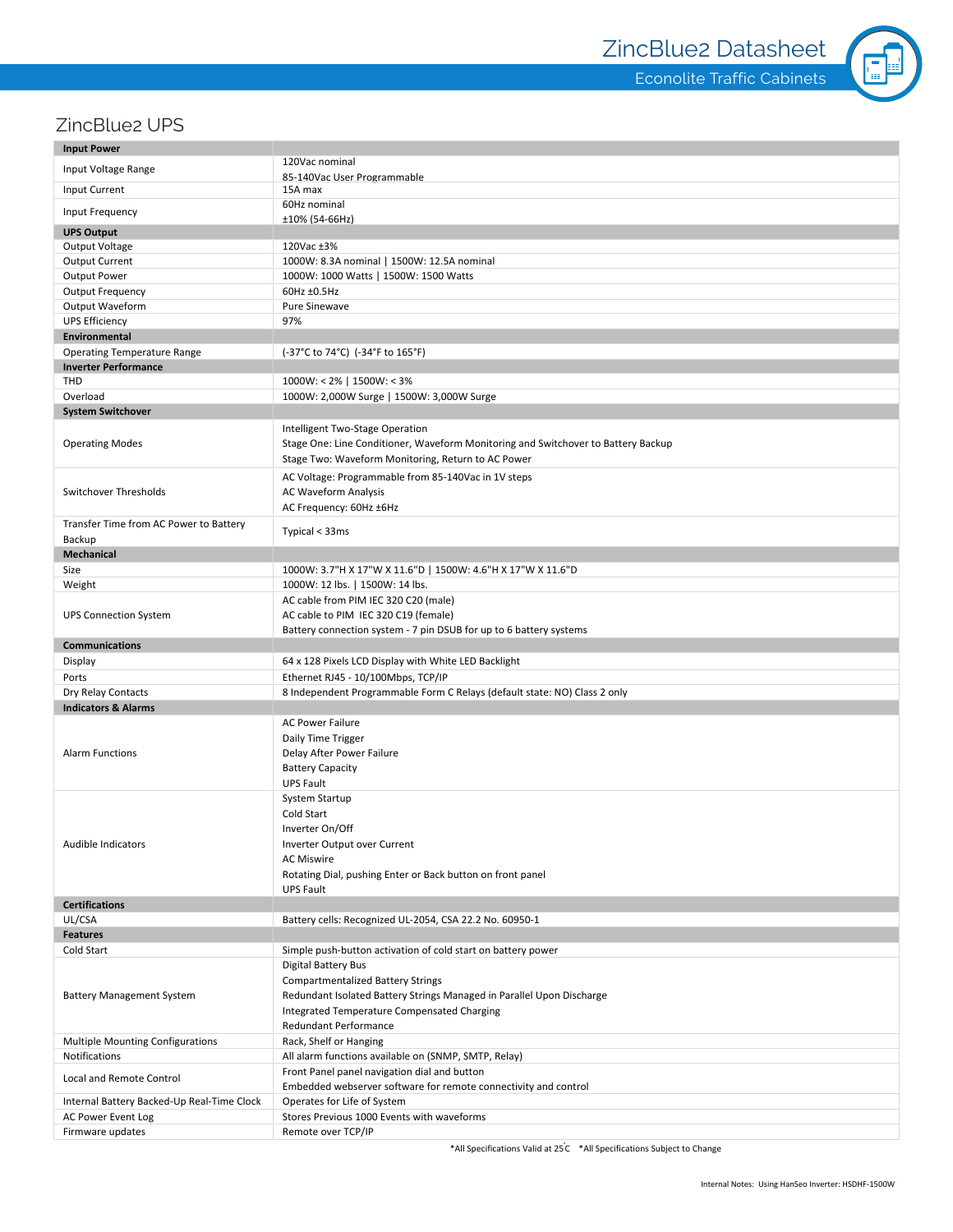# ZincBlue2 Datasheet

## Econolite Traffic Cabinets

## ZincBlue2 UPS

| **Input Power** | |
|---|---|
| Input Voltage Range | 120Vac nominal<br>85-140Vac User Programmable |
| Input Current | 15A max |
| Input Frequency | 60Hz nominal<br>±10% (54-66Hz) |
| **UPS Output** | |
| Output Voltage | 120Vac ±3% |
| Output Current | 1000W: 8.3A nominal \| 1500W: 12.5A nominal |
| Output Power | 1000W: 1000 Watts \| 1500W: 1500 Watts |
| Output Frequency | 60Hz ±0.5Hz |
| Output Waveform | Pure Sinewave |
| UPS Efficiency | 97% |
| **Environmental** | |
| Operating Temperature Range | (-37°C to 74°C) (-34°F to 165°F) |
| **Inverter Performance** | |
| THD | 1000W: < 2% \| 1500W: < 3% |
| Overload | 1000W: 2,000W Surge \| 1500W: 3,000W Surge |
| **System Switchover** | |
| Operating Modes | Intelligent Two-Stage Operation<br>Stage One: Line Conditioner, Waveform Monitoring and Switchover to Battery Backup<br>Stage Two: Waveform Monitoring, Return to AC Power |
| Switchover Thresholds | AC Voltage: Programmable from 85-140Vac in 1V steps<br>AC Waveform Analysis<br>AC Frequency: 60Hz ±6Hz |
| Transfer Time from AC Power to Battery Backup | Typical < 33ms |
| **Mechanical** | |
| Size | 1000W: 3.7"H X 17"W X 11.6"D \| 1500W: 4.6"H X 17"W X 11.6"D |
| Weight | 1000W: 12 lbs. \| 1500W: 14 lbs. |
| UPS Connection System | AC cable from PIM IEC 320 C20 (male)<br>AC cable to PIM IEC 320 C19 (female)<br>Battery connection system - 7 pin DSUB for up to 6 battery systems |
| **Communications** | |
| Display | 64 x 128 Pixels LCD Display with White LED Backlight |
| Ports | Ethernet RJ45 - 10/100Mbps, TCP/IP |
| Dry Relay Contacts | 8 Independent Programmable Form C Relays (default state: NO) Class 2 only |
| **Indicators & Alarms** | |
| Alarm Functions | AC Power Failure<br>Daily Time Trigger<br>Delay After Power Failure<br>Battery Capacity<br>UPS Fault |
| Audible Indicators | System Startup<br>Cold Start<br>Inverter On/Off<br>Inverter Output over Current<br>AC Miswire<br>Rotating Dial, pushing Enter or Back button on front panel<br>UPS Fault |
| **Certifications** | |
| UL/CSA | Battery cells: Recognized UL-2054, CSA 22.2 No. 60950-1 |
| **Features** | |
| Cold Start | Simple push-button activation of cold start on battery power |
| Battery Management System | Digital Battery Bus<br>Compartmentalized Battery Strings<br>Redundant Isolated Battery Strings Managed in Parallel Upon Discharge<br>Integrated Temperature Compensated Charging<br>Redundant Performance |
| Multiple Mounting Configurations | Rack, Shelf or Hanging |
| Notifications | All alarm functions available on (SNMP, SMTP, Relay) |
| Local and Remote Control | Front Panel panel navigation dial and button<br>Embedded webserver software for remote connectivity and control |
| Internal Battery Backed-Up Real-Time Clock | Operates for Life of System |
| AC Power Event Log | Stores Previous 1000 Events with waveforms |
| Firmware updates | Remote over TCP/IP |

*All Specifications Valid at 25°C *All Specifications Subject to Change

Internal Notes: Using HanSeo Inverter: HSDHF-1500W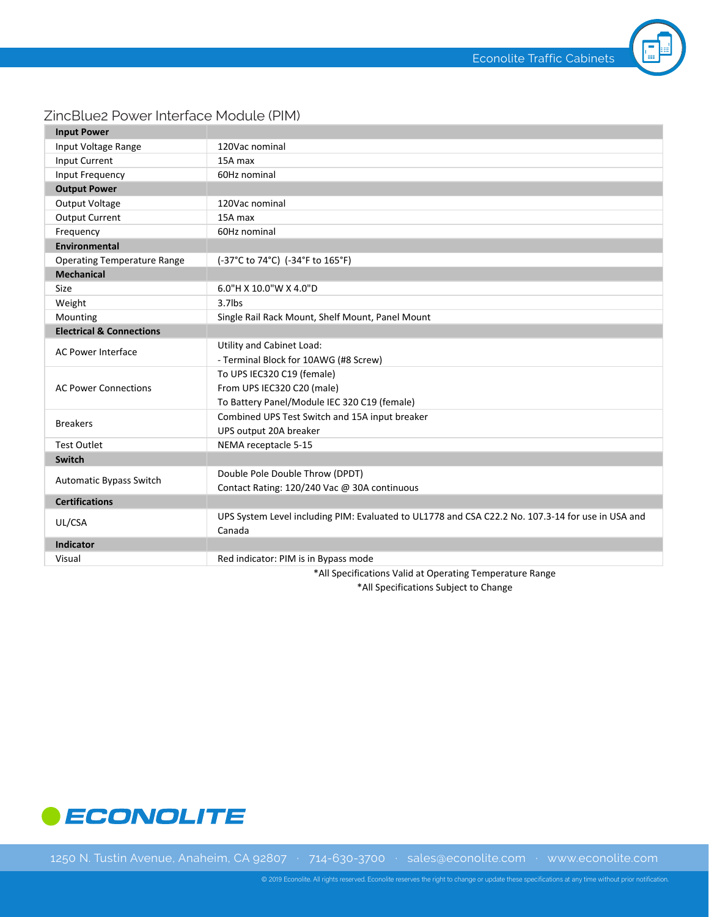## ZincBlue2 Power Interface Module (PIM)

| | |
|---|---|
| **Input Power** | |
| Input Voltage Range | 120Vac nominal |
| Input Current | 15A max |
| Input Frequency | 60Hz nominal |
| **Output Power** | |
| Output Voltage | 120Vac nominal |
| Output Current | 15A max |
| Frequency | 60Hz nominal |
| **Environmental** | |
| Operating Temperature Range | (-37°C to 74°C) (-34°F to 165°F) |
| **Mechanical** | |
| Size | 6.0"H X 10.0"W X 4.0"D |
| Weight | 3.7lbs |
| Mounting | Single Rail Rack Mount, Shelf Mount, Panel Mount |
| **Electrical & Connections** | |
| AC Power Interface | Utility and Cabinet Load:<br>- Terminal Block for 10AWG (#8 Screw) |
| AC Power Connections | To UPS IEC320 C19 (female)<br>From UPS IEC320 C20 (male)<br>To Battery Panel/Module IEC 320 C19 (female) |
| Breakers | Combined UPS Test Switch and 15A input breaker<br>UPS output 20A breaker |
| Test Outlet | NEMA receptacle 5-15 |
| **Switch** | |
| Automatic Bypass Switch | Double Pole Double Throw (DPDT)<br>Contact Rating: 120/240 Vac @ 30A continuous |
| **Certifications** | |
| UL/CSA | UPS System Level including PIM: Evaluated to UL1778 and CSA C22.2 No. 107.3-14 for use in USA and Canada |
| **Indicator** | |
| Visual | Red indicator: PIM is in Bypass mode |

*All Specifications Valid at Operating Temperature Range

*All Specifications Subject to Change

ECONOLITE

1250 N. Tustin Avenue, Anaheim, CA 92807 · 714-630-3700 · sales@econolite.com · www.econolite.com

© 2019 Econolite. All rights reserved. Econolite reserves the right to change or update these specifications at any time without prior notification.